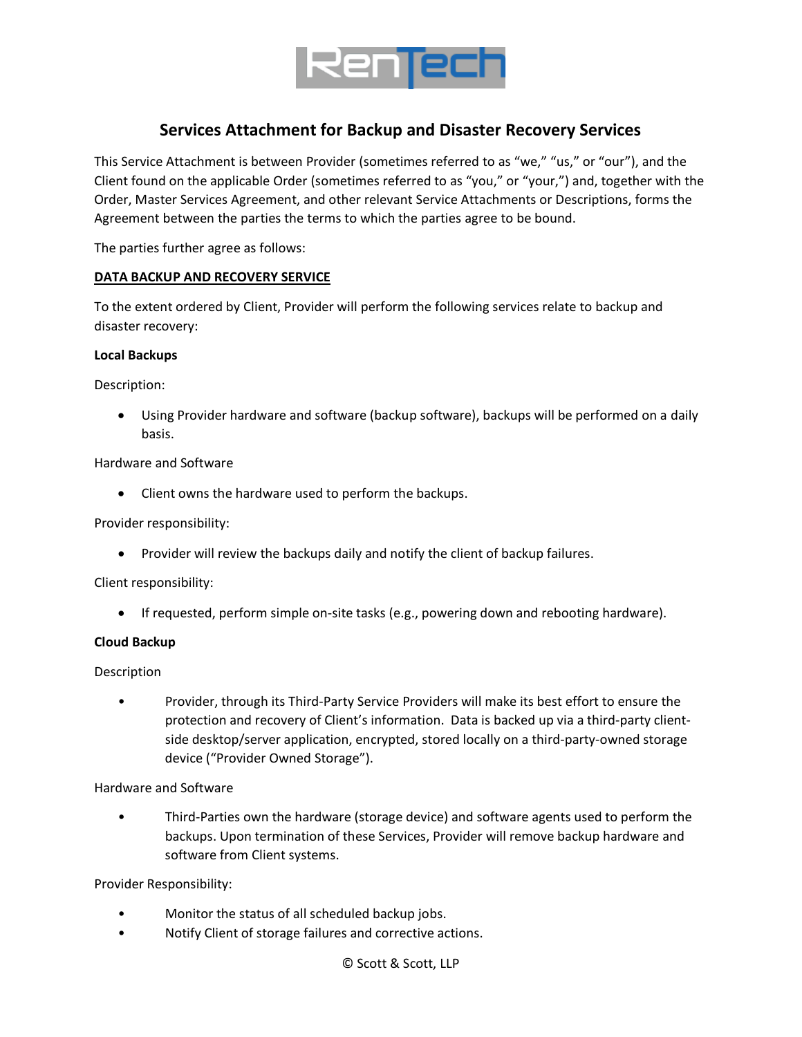RenTech

# Services Attachment for Backup and Disaster Recovery Services

This Service Attachment is between Provider (sometimes referred to as "we," "us," or "our"), and the Client found on the applicable Order (sometimes referred to as "you," or "your,") and, together with the Order, Master Services Agreement, and other relevant Service Attachments or Descriptions, forms the Agreement between the parties the terms to which the parties agree to be bound.

The parties further agree as follows:

## DATA BACKUP AND RECOVERY SERVICE

To the extent ordered by Client, Provider will perform the following services relate to backup and disaster recovery:

### Local Backups

Description:

- Using Provider hardware and software (backup software), backups will be performed on a daily basis.

Hardware and Software

- Client owns the hardware used to perform the backups.

Provider responsibility:

- Provider will review the backups daily and notify the client of backup failures.

Client responsibility:

- If requested, perform simple on-site tasks (e.g., powering down and rebooting hardware).

### Cloud Backup

Description

- Provider, through its Third-Party Service Providers will make its best effort to ensure the protection and recovery of Client's information. Data is backed up via a third-party client-side desktop/server application, encrypted, stored locally on a third-party-owned storage device ("Provider Owned Storage").

Hardware and Software

- Third-Parties own the hardware (storage device) and software agents used to perform the backups. Upon termination of these Services, Provider will remove backup hardware and software from Client systems.

Provider Responsibility:

- Monitor the status of all scheduled backup jobs.
- Notify Client of storage failures and corrective actions.

© Scott & Scott, LLP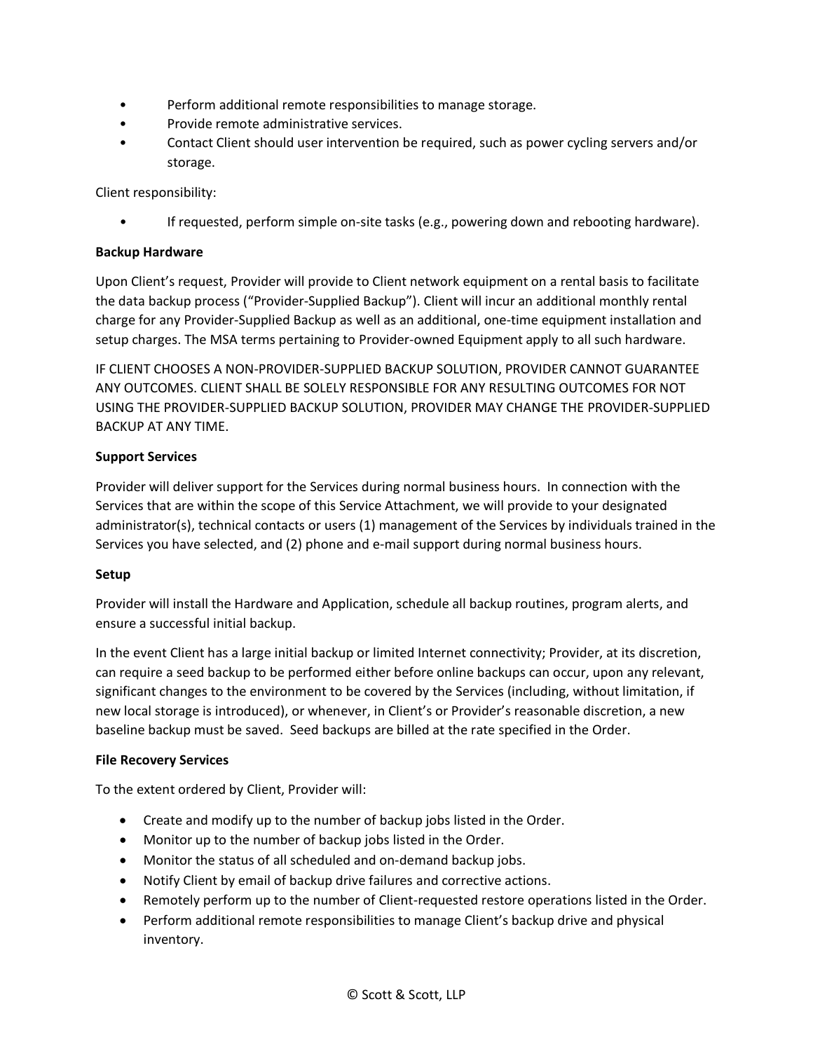- Perform additional remote responsibilities to manage storage.
- Provide remote administrative services.
- Contact Client should user intervention be required, such as power cycling servers and/or storage.

Client responsibility:

- If requested, perform simple on-site tasks (e.g., powering down and rebooting hardware).

**Backup Hardware**

Upon Client's request, Provider will provide to Client network equipment on a rental basis to facilitate the data backup process ("Provider-Supplied Backup"). Client will incur an additional monthly rental charge for any Provider-Supplied Backup as well as an additional, one-time equipment installation and setup charges. The MSA terms pertaining to Provider-owned Equipment apply to all such hardware.

IF CLIENT CHOOSES A NON-PROVIDER-SUPPLIED BACKUP SOLUTION, PROVIDER CANNOT GUARANTEE ANY OUTCOMES. CLIENT SHALL BE SOLELY RESPONSIBLE FOR ANY RESULTING OUTCOMES FOR NOT USING THE PROVIDER-SUPPLIED BACKUP SOLUTION, PROVIDER MAY CHANGE THE PROVIDER-SUPPLIED BACKUP AT ANY TIME.

**Support Services**

Provider will deliver support for the Services during normal business hours. In connection with the Services that are within the scope of this Service Attachment, we will provide to your designated administrator(s), technical contacts or users (1) management of the Services by individuals trained in the Services you have selected, and (2) phone and e-mail support during normal business hours.

**Setup**

Provider will install the Hardware and Application, schedule all backup routines, program alerts, and ensure a successful initial backup.

In the event Client has a large initial backup or limited Internet connectivity; Provider, at its discretion, can require a seed backup to be performed either before online backups can occur, upon any relevant, significant changes to the environment to be covered by the Services (including, without limitation, if new local storage is introduced), or whenever, in Client's or Provider's reasonable discretion, a new baseline backup must be saved. Seed backups are billed at the rate specified in the Order.

**File Recovery Services**

To the extent ordered by Client, Provider will:

- Create and modify up to the number of backup jobs listed in the Order.
- Monitor up to the number of backup jobs listed in the Order.
- Monitor the status of all scheduled and on-demand backup jobs.
- Notify Client by email of backup drive failures and corrective actions.
- Remotely perform up to the number of Client-requested restore operations listed in the Order.
- Perform additional remote responsibilities to manage Client's backup drive and physical inventory.

© Scott & Scott, LLP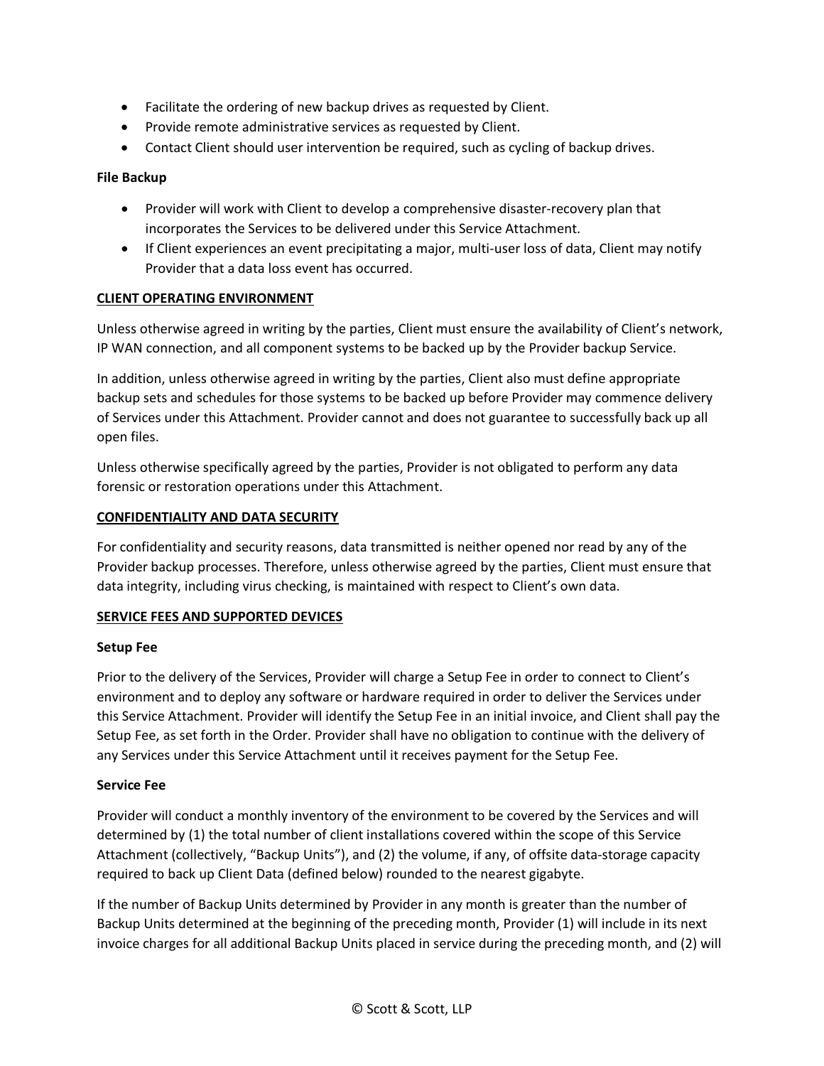- Facilitate the ordering of new backup drives as requested by Client.
- Provide remote administrative services as requested by Client.
- Contact Client should user intervention be required, such as cycling of backup drives.

**File Backup**

- Provider will work with Client to develop a comprehensive disaster-recovery plan that incorporates the Services to be delivered under this Service Attachment.
- If Client experiences an event precipitating a major, multi-user loss of data, Client may notify Provider that a data loss event has occurred.

**<u>CLIENT OPERATING ENVIRONMENT</u>**

Unless otherwise agreed in writing by the parties, Client must ensure the availability of Client's network, IP WAN connection, and all component systems to be backed up by the Provider backup Service.

In addition, unless otherwise agreed in writing by the parties, Client also must define appropriate backup sets and schedules for those systems to be backed up before Provider may commence delivery of Services under this Attachment. Provider cannot and does not guarantee to successfully back up all open files.

Unless otherwise specifically agreed by the parties, Provider is not obligated to perform any data forensic or restoration operations under this Attachment.

**<u>CONFIDENTIALITY AND DATA SECURITY</u>**

For confidentiality and security reasons, data transmitted is neither opened nor read by any of the Provider backup processes. Therefore, unless otherwise agreed by the parties, Client must ensure that data integrity, including virus checking, is maintained with respect to Client's own data.

**<u>SERVICE FEES AND SUPPORTED DEVICES</u>**

**Setup Fee**

Prior to the delivery of the Services, Provider will charge a Setup Fee in order to connect to Client's environment and to deploy any software or hardware required in order to deliver the Services under this Service Attachment. Provider will identify the Setup Fee in an initial invoice, and Client shall pay the Setup Fee, as set forth in the Order. Provider shall have no obligation to continue with the delivery of any Services under this Service Attachment until it receives payment for the Setup Fee.

**Service Fee**

Provider will conduct a monthly inventory of the environment to be covered by the Services and will determined by (1) the total number of client installations covered within the scope of this Service Attachment (collectively, "Backup Units"), and (2) the volume, if any, of offsite data-storage capacity required to back up Client Data (defined below) rounded to the nearest gigabyte.

If the number of Backup Units determined by Provider in any month is greater than the number of Backup Units determined at the beginning of the preceding month, Provider (1) will include in its next invoice charges for all additional Backup Units placed in service during the preceding month, and (2) will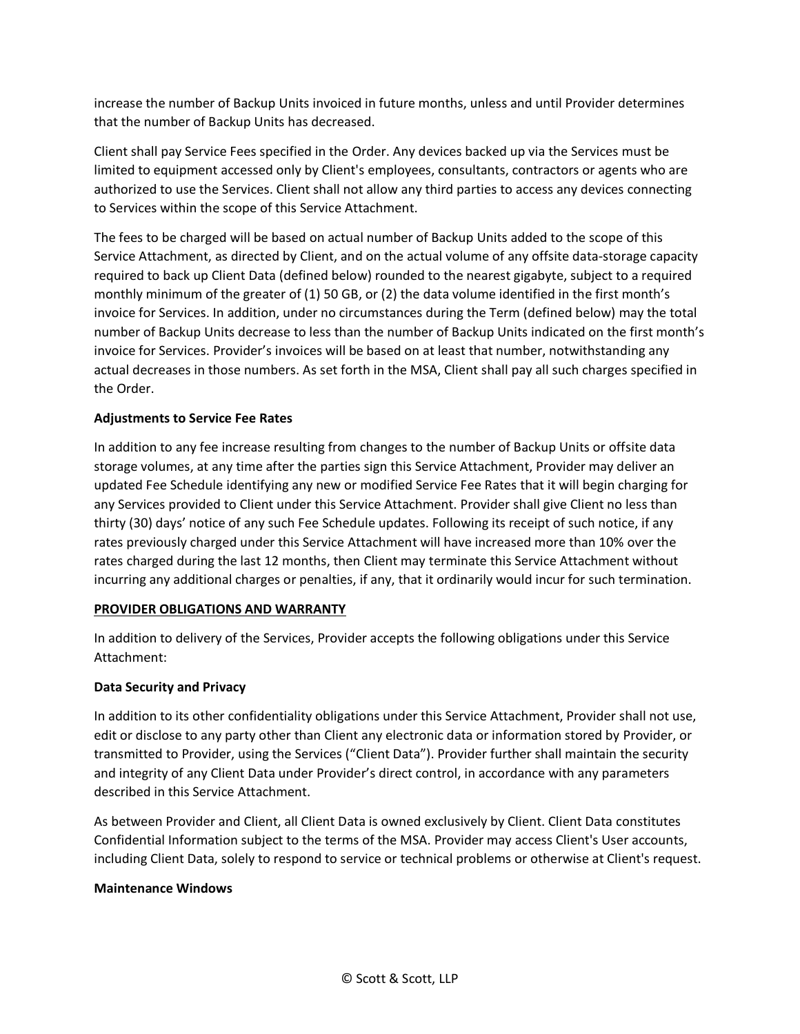increase the number of Backup Units invoiced in future months, unless and until Provider determines that the number of Backup Units has decreased.

Client shall pay Service Fees specified in the Order. Any devices backed up via the Services must be limited to equipment accessed only by Client's employees, consultants, contractors or agents who are authorized to use the Services. Client shall not allow any third parties to access any devices connecting to Services within the scope of this Service Attachment.

The fees to be charged will be based on actual number of Backup Units added to the scope of this Service Attachment, as directed by Client, and on the actual volume of any offsite data-storage capacity required to back up Client Data (defined below) rounded to the nearest gigabyte, subject to a required monthly minimum of the greater of (1) 50 GB, or (2) the data volume identified in the first month's invoice for Services. In addition, under no circumstances during the Term (defined below) may the total number of Backup Units decrease to less than the number of Backup Units indicated on the first month's invoice for Services. Provider's invoices will be based on at least that number, notwithstanding any actual decreases in those numbers. As set forth in the MSA, Client shall pay all such charges specified in the Order.

**Adjustments to Service Fee Rates**

In addition to any fee increase resulting from changes to the number of Backup Units or offsite data storage volumes, at any time after the parties sign this Service Attachment, Provider may deliver an updated Fee Schedule identifying any new or modified Service Fee Rates that it will begin charging for any Services provided to Client under this Service Attachment. Provider shall give Client no less than thirty (30) days' notice of any such Fee Schedule updates. Following its receipt of such notice, if any rates previously charged under this Service Attachment will have increased more than 10% over the rates charged during the last 12 months, then Client may terminate this Service Attachment without incurring any additional charges or penalties, if any, that it ordinarily would incur for such termination.

**PROVIDER OBLIGATIONS AND WARRANTY**

In addition to delivery of the Services, Provider accepts the following obligations under this Service Attachment:

**Data Security and Privacy**

In addition to its other confidentiality obligations under this Service Attachment, Provider shall not use, edit or disclose to any party other than Client any electronic data or information stored by Provider, or transmitted to Provider, using the Services ("Client Data"). Provider further shall maintain the security and integrity of any Client Data under Provider's direct control, in accordance with any parameters described in this Service Attachment.

As between Provider and Client, all Client Data is owned exclusively by Client. Client Data constitutes Confidential Information subject to the terms of the MSA. Provider may access Client's User accounts, including Client Data, solely to respond to service or technical problems or otherwise at Client's request.

**Maintenance Windows**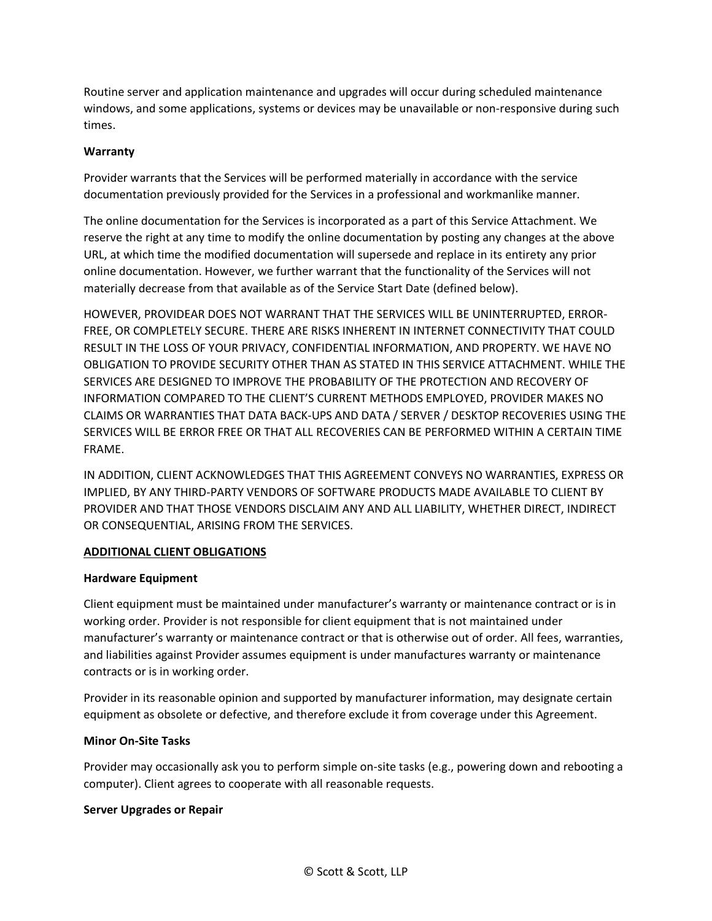Routine server and application maintenance and upgrades will occur during scheduled maintenance windows, and some applications, systems or devices may be unavailable or non-responsive during such times.

**Warranty**

Provider warrants that the Services will be performed materially in accordance with the service documentation previously provided for the Services in a professional and workmanlike manner.

The online documentation for the Services is incorporated as a part of this Service Attachment. We reserve the right at any time to modify the online documentation by posting any changes at the above URL, at which time the modified documentation will supersede and replace in its entirety any prior online documentation. However, we further warrant that the functionality of the Services will not materially decrease from that available as of the Service Start Date (defined below).

HOWEVER, PROVIDEAR DOES NOT WARRANT THAT THE SERVICES WILL BE UNINTERRUPTED, ERROR-FREE, OR COMPLETELY SECURE. THERE ARE RISKS INHERENT IN INTERNET CONNECTIVITY THAT COULD RESULT IN THE LOSS OF YOUR PRIVACY, CONFIDENTIAL INFORMATION, AND PROPERTY. WE HAVE NO OBLIGATION TO PROVIDE SECURITY OTHER THAN AS STATED IN THIS SERVICE ATTACHMENT. WHILE THE SERVICES ARE DESIGNED TO IMPROVE THE PROBABILITY OF THE PROTECTION AND RECOVERY OF INFORMATION COMPARED TO THE CLIENT'S CURRENT METHODS EMPLOYED, PROVIDER MAKES NO CLAIMS OR WARRANTIES THAT DATA BACK-UPS AND DATA / SERVER / DESKTOP RECOVERIES USING THE SERVICES WILL BE ERROR FREE OR THAT ALL RECOVERIES CAN BE PERFORMED WITHIN A CERTAIN TIME FRAME.

IN ADDITION, CLIENT ACKNOWLEDGES THAT THIS AGREEMENT CONVEYS NO WARRANTIES, EXPRESS OR IMPLIED, BY ANY THIRD-PARTY VENDORS OF SOFTWARE PRODUCTS MADE AVAILABLE TO CLIENT BY PROVIDER AND THAT THOSE VENDORS DISCLAIM ANY AND ALL LIABILITY, WHETHER DIRECT, INDIRECT OR CONSEQUENTIAL, ARISING FROM THE SERVICES.

## ADDITIONAL CLIENT OBLIGATIONS

**Hardware Equipment**

Client equipment must be maintained under manufacturer's warranty or maintenance contract or is in working order. Provider is not responsible for client equipment that is not maintained under manufacturer's warranty or maintenance contract or that is otherwise out of order. All fees, warranties, and liabilities against Provider assumes equipment is under manufactures warranty or maintenance contracts or is in working order.

Provider in its reasonable opinion and supported by manufacturer information, may designate certain equipment as obsolete or defective, and therefore exclude it from coverage under this Agreement.

**Minor On-Site Tasks**

Provider may occasionally ask you to perform simple on-site tasks (e.g., powering down and rebooting a computer). Client agrees to cooperate with all reasonable requests.

**Server Upgrades or Repair**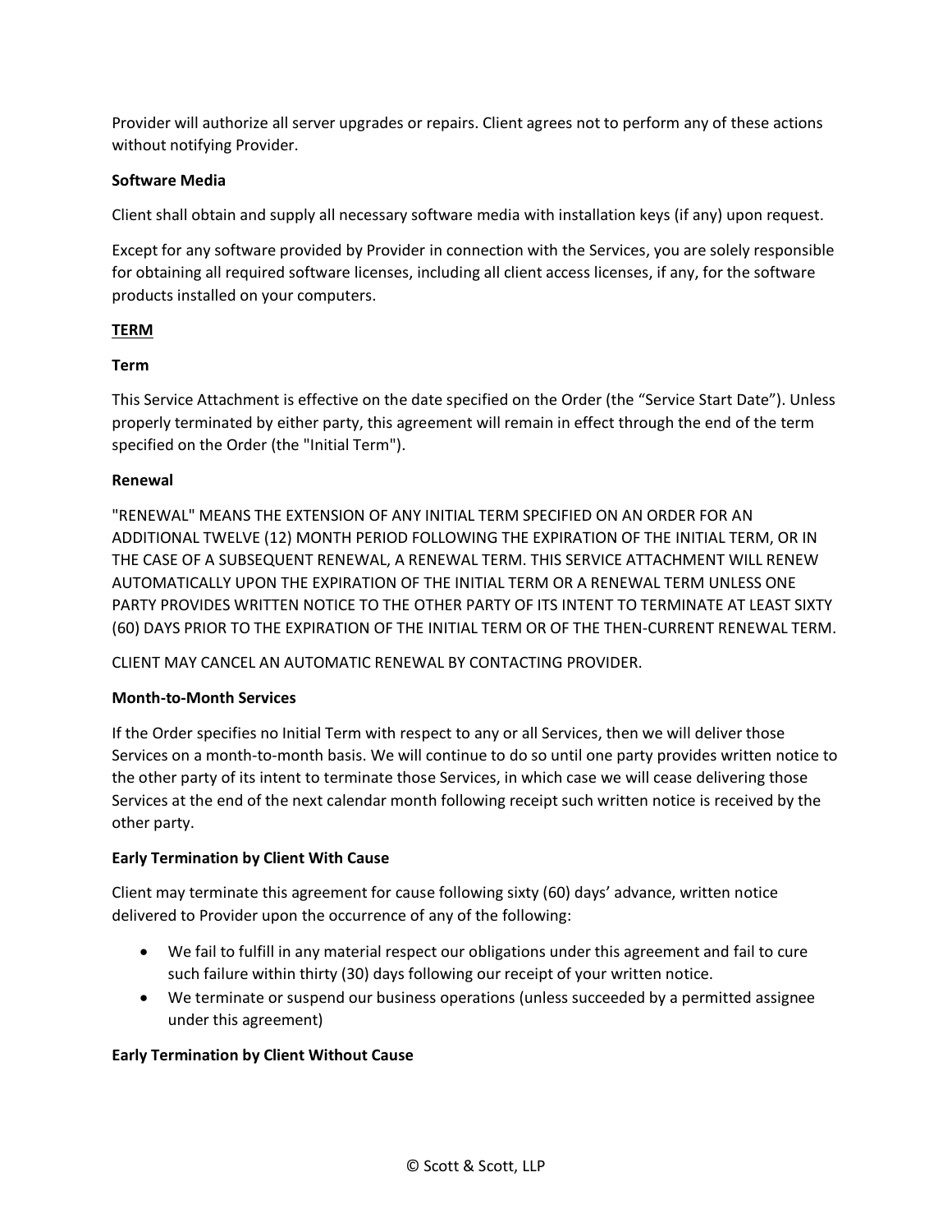Provider will authorize all server upgrades or repairs. Client agrees not to perform any of these actions without notifying Provider.

**Software Media**

Client shall obtain and supply all necessary software media with installation keys (if any) upon request.

Except for any software provided by Provider in connection with the Services, you are solely responsible for obtaining all required software licenses, including all client access licenses, if any, for the software products installed on your computers.

**<u>TERM</u>**

**Term**

This Service Attachment is effective on the date specified on the Order (the "Service Start Date"). Unless properly terminated by either party, this agreement will remain in effect through the end of the term specified on the Order (the "Initial Term").

**Renewal**

"RENEWAL" MEANS THE EXTENSION OF ANY INITIAL TERM SPECIFIED ON AN ORDER FOR AN ADDITIONAL TWELVE (12) MONTH PERIOD FOLLOWING THE EXPIRATION OF THE INITIAL TERM, OR IN THE CASE OF A SUBSEQUENT RENEWAL, A RENEWAL TERM. THIS SERVICE ATTACHMENT WILL RENEW AUTOMATICALLY UPON THE EXPIRATION OF THE INITIAL TERM OR A RENEWAL TERM UNLESS ONE PARTY PROVIDES WRITTEN NOTICE TO THE OTHER PARTY OF ITS INTENT TO TERMINATE AT LEAST SIXTY (60) DAYS PRIOR TO THE EXPIRATION OF THE INITIAL TERM OR OF THE THEN-CURRENT RENEWAL TERM.

CLIENT MAY CANCEL AN AUTOMATIC RENEWAL BY CONTACTING PROVIDER.

**Month-to-Month Services**

If the Order specifies no Initial Term with respect to any or all Services, then we will deliver those Services on a month-to-month basis. We will continue to do so until one party provides written notice to the other party of its intent to terminate those Services, in which case we will cease delivering those Services at the end of the next calendar month following receipt such written notice is received by the other party.

**Early Termination by Client With Cause**

Client may terminate this agreement for cause following sixty (60) days' advance, written notice delivered to Provider upon the occurrence of any of the following:

- We fail to fulfill in any material respect our obligations under this agreement and fail to cure such failure within thirty (30) days following our receipt of your written notice.
- We terminate or suspend our business operations (unless succeeded by a permitted assignee under this agreement)

**Early Termination by Client Without Cause**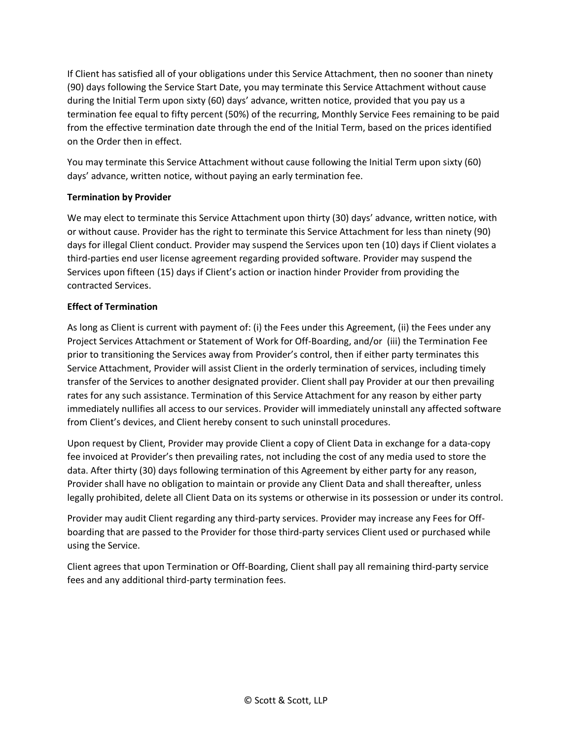If Client has satisfied all of your obligations under this Service Attachment, then no sooner than ninety (90) days following the Service Start Date, you may terminate this Service Attachment without cause during the Initial Term upon sixty (60) days' advance, written notice, provided that you pay us a termination fee equal to fifty percent (50%) of the recurring, Monthly Service Fees remaining to be paid from the effective termination date through the end of the Initial Term, based on the prices identified on the Order then in effect.

You may terminate this Service Attachment without cause following the Initial Term upon sixty (60) days' advance, written notice, without paying an early termination fee.

**Termination by Provider**

We may elect to terminate this Service Attachment upon thirty (30) days' advance, written notice, with or without cause. Provider has the right to terminate this Service Attachment for less than ninety (90) days for illegal Client conduct. Provider may suspend the Services upon ten (10) days if Client violates a third-parties end user license agreement regarding provided software. Provider may suspend the Services upon fifteen (15) days if Client's action or inaction hinder Provider from providing the contracted Services.

**Effect of Termination**

As long as Client is current with payment of: (i) the Fees under this Agreement, (ii) the Fees under any Project Services Attachment or Statement of Work for Off-Boarding, and/or (iii) the Termination Fee prior to transitioning the Services away from Provider's control, then if either party terminates this Service Attachment, Provider will assist Client in the orderly termination of services, including timely transfer of the Services to another designated provider. Client shall pay Provider at our then prevailing rates for any such assistance. Termination of this Service Attachment for any reason by either party immediately nullifies all access to our services. Provider will immediately uninstall any affected software from Client's devices, and Client hereby consent to such uninstall procedures.

Upon request by Client, Provider may provide Client a copy of Client Data in exchange for a data-copy fee invoiced at Provider's then prevailing rates, not including the cost of any media used to store the data. After thirty (30) days following termination of this Agreement by either party for any reason, Provider shall have no obligation to maintain or provide any Client Data and shall thereafter, unless legally prohibited, delete all Client Data on its systems or otherwise in its possession or under its control.

Provider may audit Client regarding any third-party services. Provider may increase any Fees for Off-boarding that are passed to the Provider for those third-party services Client used or purchased while using the Service.

Client agrees that upon Termination or Off-Boarding, Client shall pay all remaining third-party service fees and any additional third-party termination fees.